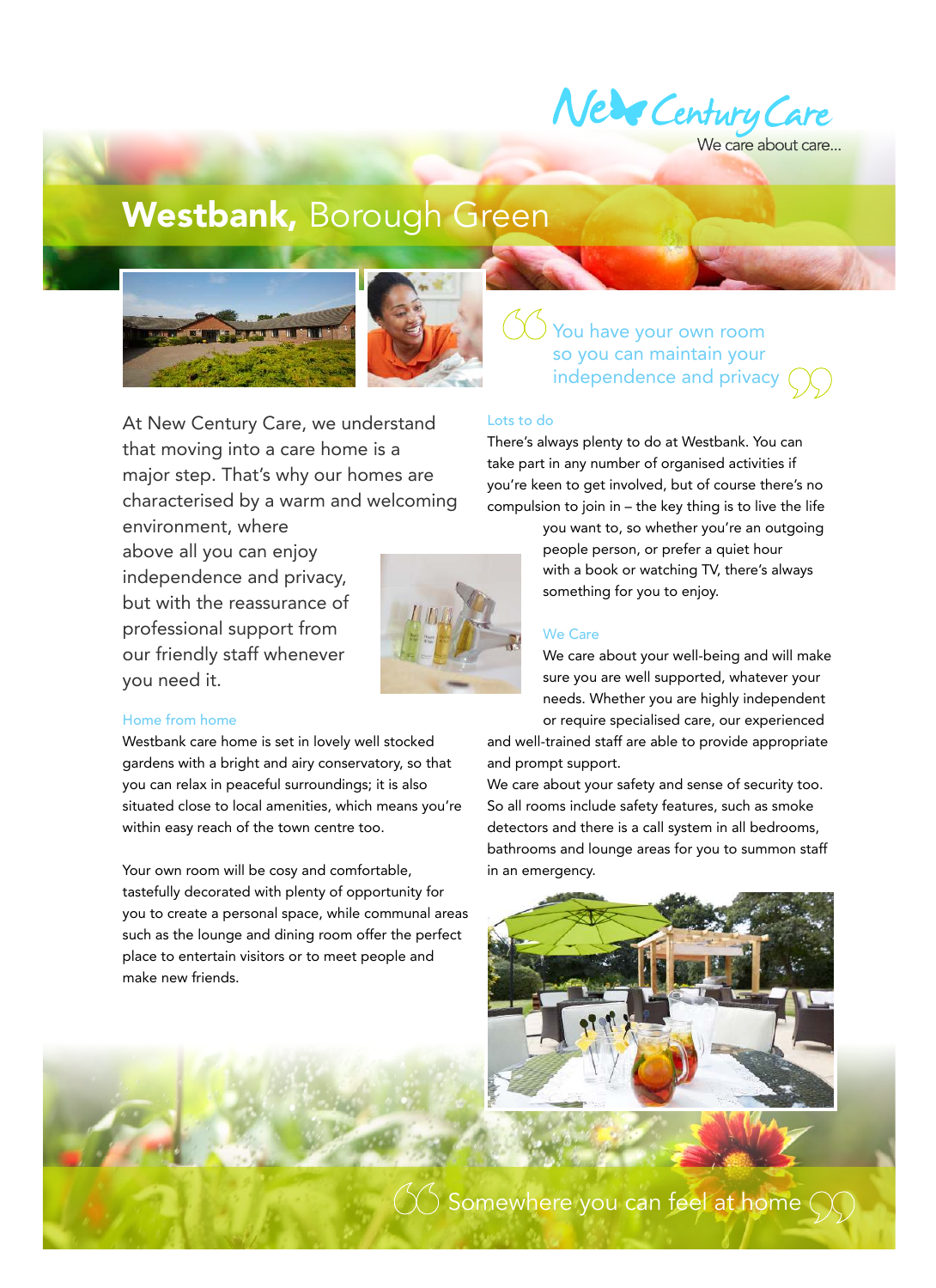New Century Care

We care about care...

# **Westbank,** Borough Green

> You have your own room so you can maintain your independence and privacy

At New Century Care, we understand that moving into a care home is a major step. That's why our homes are characterised by a warm and welcoming environment, where above all you can enjoy independence and privacy, but with the reassurance of professional support from our friendly staff whenever you need it.

## Home from home

Westbank care home is set in lovely well stocked gardens with a bright and airy conservatory, so that you can relax in peaceful surroundings; it is also situated close to local amenities, which means you're within easy reach of the town centre too.

Your own room will be cosy and comfortable, tastefully decorated with plenty of opportunity for you to create a personal space, while communal areas such as the lounge and dining room offer the perfect place to entertain visitors or to meet people and make new friends.

## Lots to do

There's always plenty to do at Westbank. You can take part in any number of organised activities if you're keen to get involved, but of course there's no compulsion to join in – the key thing is to live the life you want to, so whether you're an outgoing people person, or prefer a quiet hour with a book or watching TV, there's always something for you to enjoy.

## We Care

We care about your well-being and will make sure you are well supported, whatever your needs. Whether you are highly independent or require specialised care, our experienced and well-trained staff are able to provide appropriate and prompt support.

We care about your safety and sense of security too. So all rooms include safety features, such as smoke detectors and there is a call system in all bedrooms, bathrooms and lounge areas for you to summon staff in an emergency.

> Somewhere you can feel at home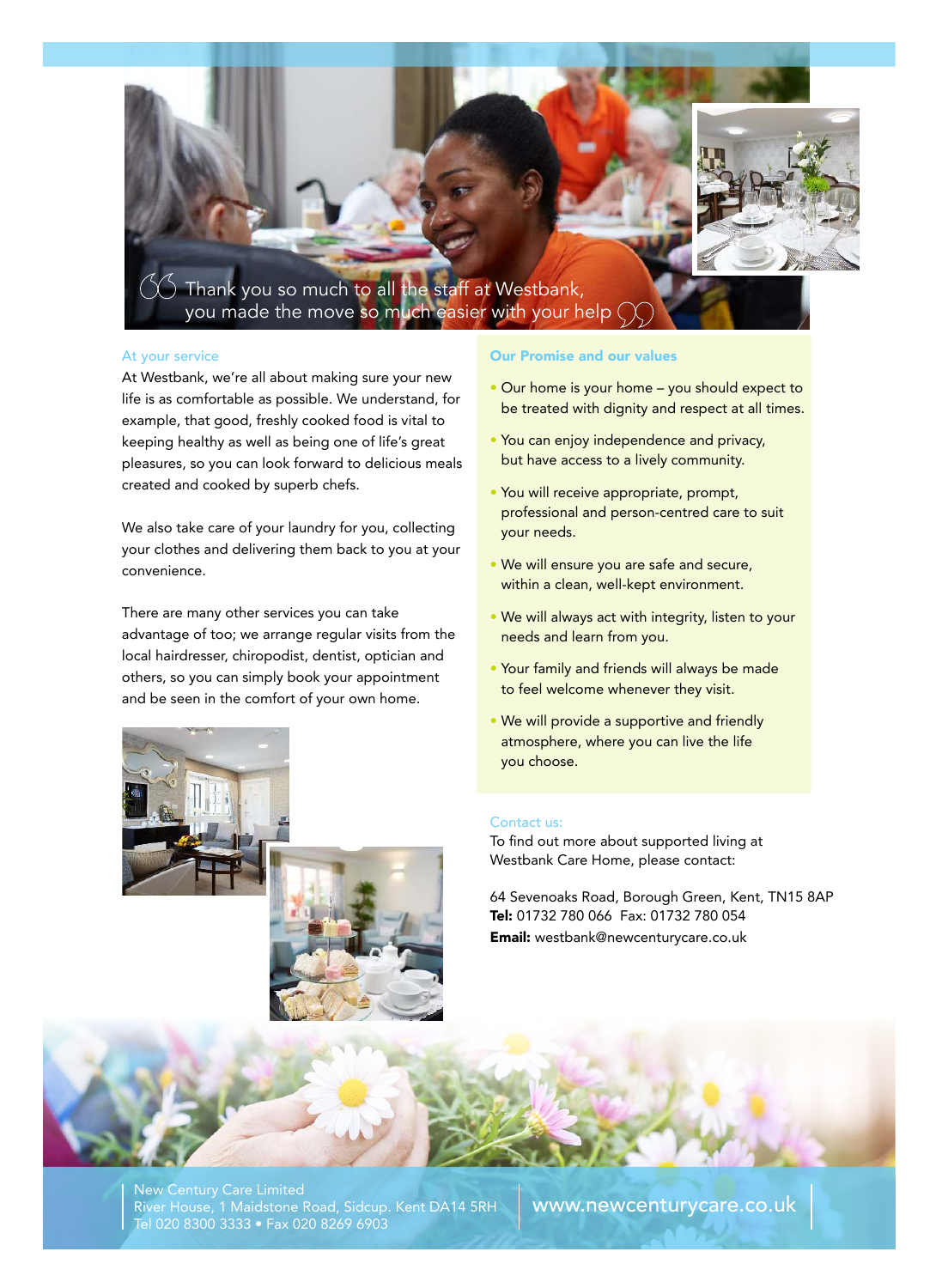> Thank you so much to all the staff at Westbank, you made the move so much easier with your help

## At your service

At Westbank, we're all about making sure your new life is as comfortable as possible. We understand, for example, that good, freshly cooked food is vital to keeping healthy as well as being one of life's great pleasures, so you can look forward to delicious meals created and cooked by superb chefs.

We also take care of your laundry for you, collecting your clothes and delivering them back to you at your convenience.

There are many other services you can take advantage of too; we arrange regular visits from the local hairdresser, chiropodist, dentist, optician and others, so you can simply book your appointment and be seen in the comfort of your own home.

## Our Promise and our values

- Our home is your home – you should expect to be treated with dignity and respect at all times.
- You can enjoy independence and privacy, but have access to a lively community.
- You will receive appropriate, prompt, professional and person-centred care to suit your needs.
- We will ensure you are safe and secure, within a clean, well-kept environment.
- We will always act with integrity, listen to your needs and learn from you.
- Your family and friends will always be made to feel welcome whenever they visit.
- We will provide a supportive and friendly atmosphere, where you can live the life you choose.

## Contact us:

To find out more about supported living at Westbank Care Home, please contact:

64 Sevenoaks Road, Borough Green, Kent, TN15 8AP
**Tel:** 01732 780 066 Fax: 01732 780 054
**Email:** westbank@newcenturycare.co.uk

New Century Care Limited
River House, 1 Maidstone Road, Sidcup. Kent DA14 5RH
Tel 020 8300 3333 • Fax 020 8269 6903

www.newcenturycare.co.uk